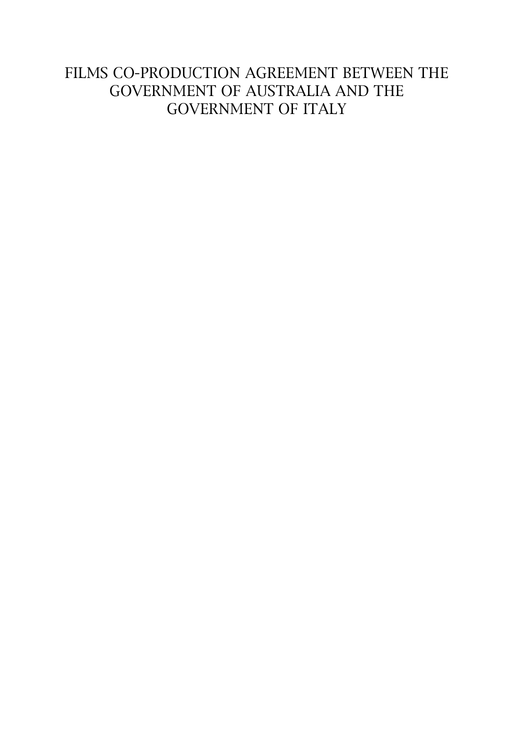# FILMS CO-PRODUCTION AGREEMENT BETWEEN THE GOVERNMENT OF AUSTRALIA AND THE GOVERNMENT OF ITALY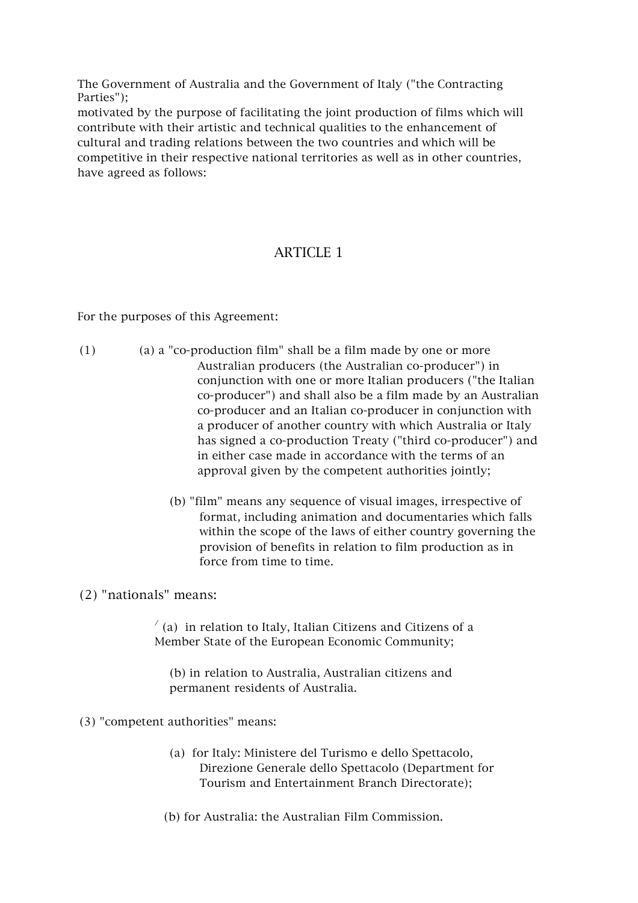The Government of Australia and the Government of Italy ("the Contracting Parties");
motivated by the purpose of facilitating the joint production of films which will contribute with their artistic and technical qualities to the enhancement of cultural and trading relations between the two countries and which will be competitive in their respective national territories as well as in other countries, have agreed as follows:

## ARTICLE 1

For the purposes of this Agreement:

(1) (a) a "co-production film" shall be a film made by one or more Australian producers (the Australian co-producer") in conjunction with one or more Italian producers ("the Italian co-producer") and shall also be a film made by an Australian co-producer and an Italian co-producer in conjunction with a producer of another country with which Australia or Italy has signed a co-production Treaty ("third co-producer") and in either case made in accordance with the terms of an approval given by the competent authorities jointly;

(b) "film" means any sequence of visual images, irrespective of format, including animation and documentaries which falls within the scope of the laws of either country governing the provision of benefits in relation to film production as in force from time to time.

(2) "nationals" means:

(a) in relation to Italy, Italian Citizens and Citizens of a Member State of the European Economic Community;

(b) in relation to Australia, Australian citizens and permanent residents of Australia.

(3) "competent authorities" means:

(a) for Italy: Ministere del Turismo e dello Spettacolo, Direzione Generale dello Spettacolo (Department for Tourism and Entertainment Branch Directorate);

(b) for Australia: the Australian Film Commission.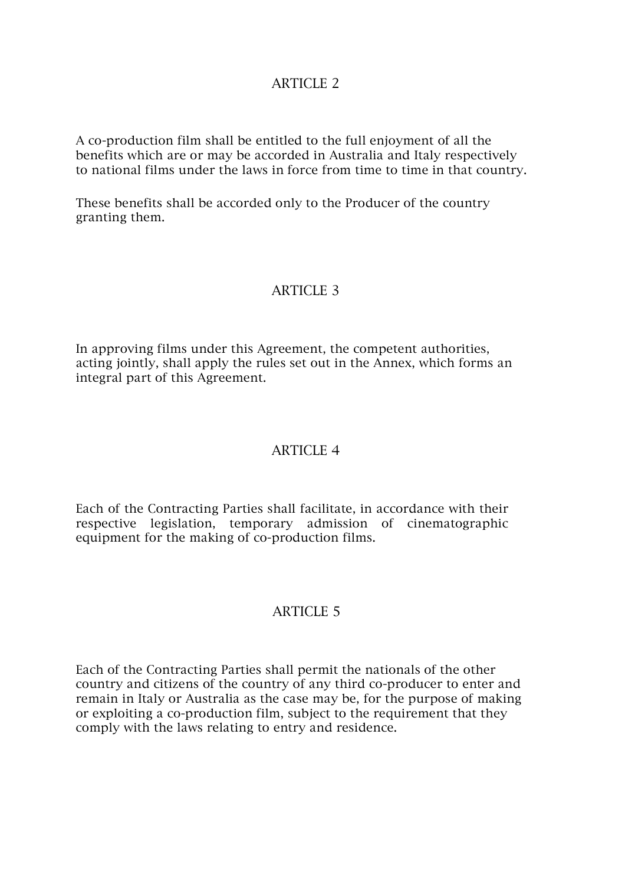## ARTICLE 2

A co-production film shall be entitled to the full enjoyment of all the benefits which are or may be accorded in Australia and Italy respectively to national films under the laws in force from time to time in that country.

These benefits shall be accorded only to the Producer of the country granting them.

## ARTICLE 3

In approving films under this Agreement, the competent authorities, acting jointly, shall apply the rules set out in the Annex, which forms an integral part of this Agreement.

## ARTICLE 4

Each of the Contracting Parties shall facilitate, in accordance with their respective legislation, temporary admission of cinematographic equipment for the making of co-production films.

## ARTICLE 5

Each of the Contracting Parties shall permit the nationals of the other country and citizens of the country of any third co-producer to enter and remain in Italy or Australia as the case may be, for the purpose of making or exploiting a co-production film, subject to the requirement that they comply with the laws relating to entry and residence.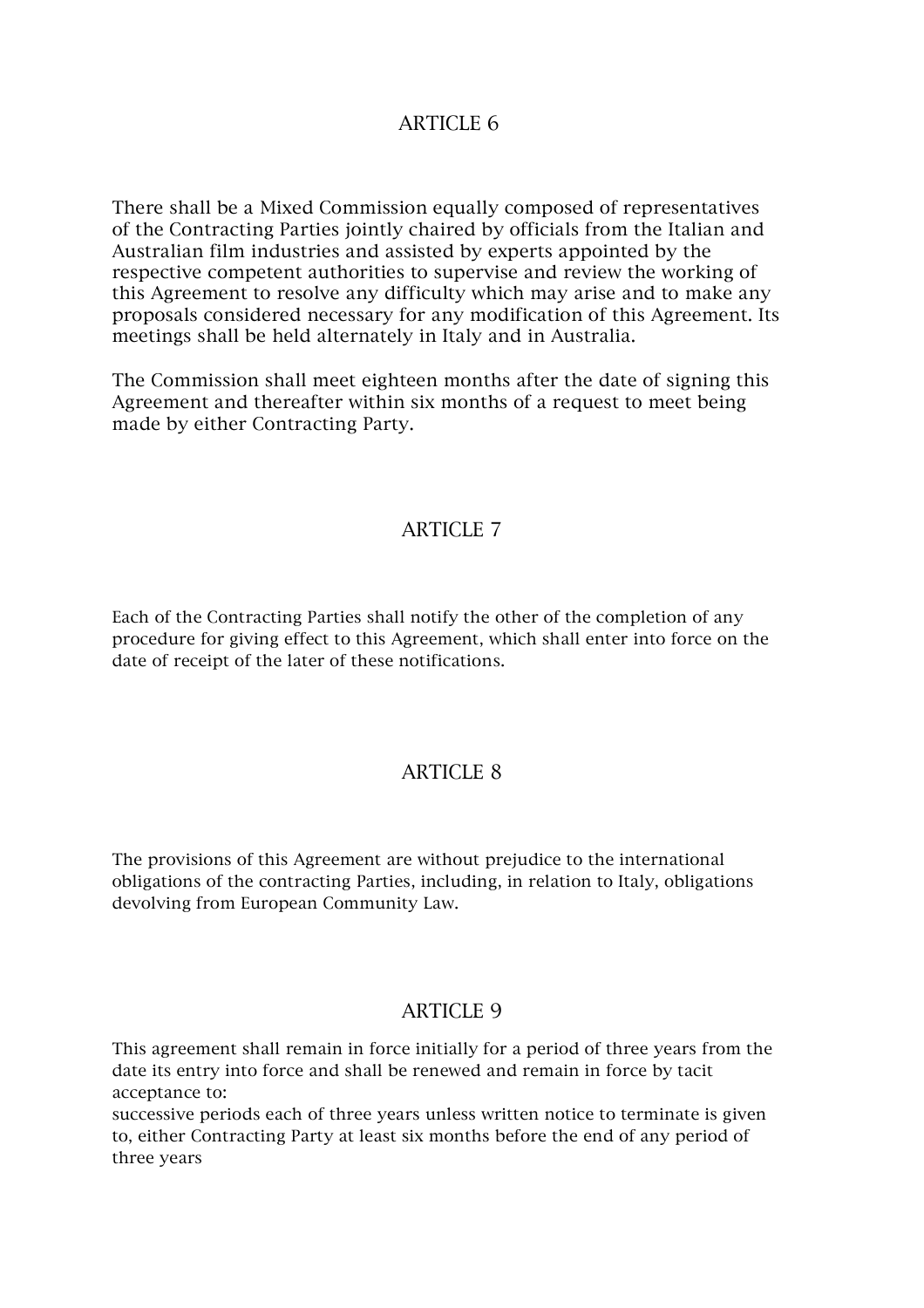## ARTICLE 6

There shall be a Mixed Commission equally composed of representatives of the Contracting Parties jointly chaired by officials from the Italian and Australian film industries and assisted by experts appointed by the respective competent authorities to supervise and review the working of this Agreement to resolve any difficulty which may arise and to make any proposals considered necessary for any modification of this Agreement. Its meetings shall be held alternately in Italy and in Australia.

The Commission shall meet eighteen months after the date of signing this Agreement and thereafter within six months of a request to meet being made by either Contracting Party.

## ARTICLE 7

Each of the Contracting Parties shall notify the other of the completion of any procedure for giving effect to this Agreement, which shall enter into force on the date of receipt of the later of these notifications.

## ARTICLE 8

The provisions of this Agreement are without prejudice to the international obligations of the contracting Parties, including, in relation to Italy, obligations devolving from European Community Law.

## ARTICLE 9

This agreement shall remain in force initially for a period of three years from the date its entry into force and shall be renewed and remain in force by tacit acceptance to:
successive periods each of three years unless written notice to terminate is given to, either Contracting Party at least six months before the end of any period of three years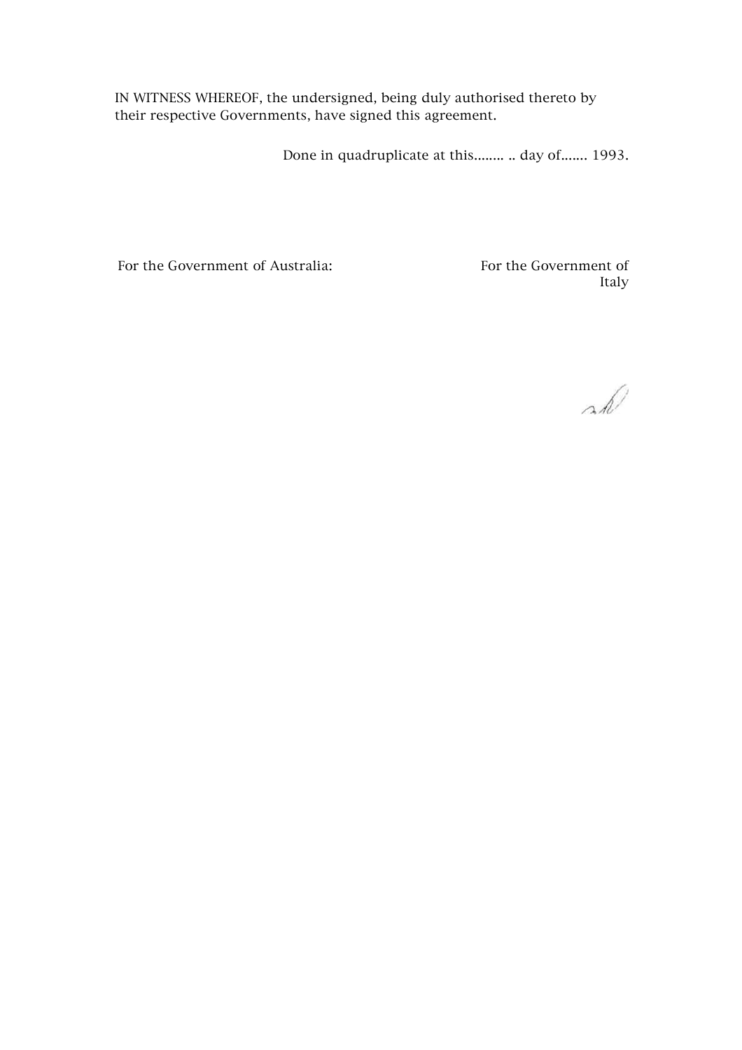IN WITNESS WHEREOF, the undersigned, being duly authorised thereto by their respective Governments, have signed this agreement.

Done in quadruplicate at this........ .. day of....... 1993.

For the Government of Australia:

For the Government of Italy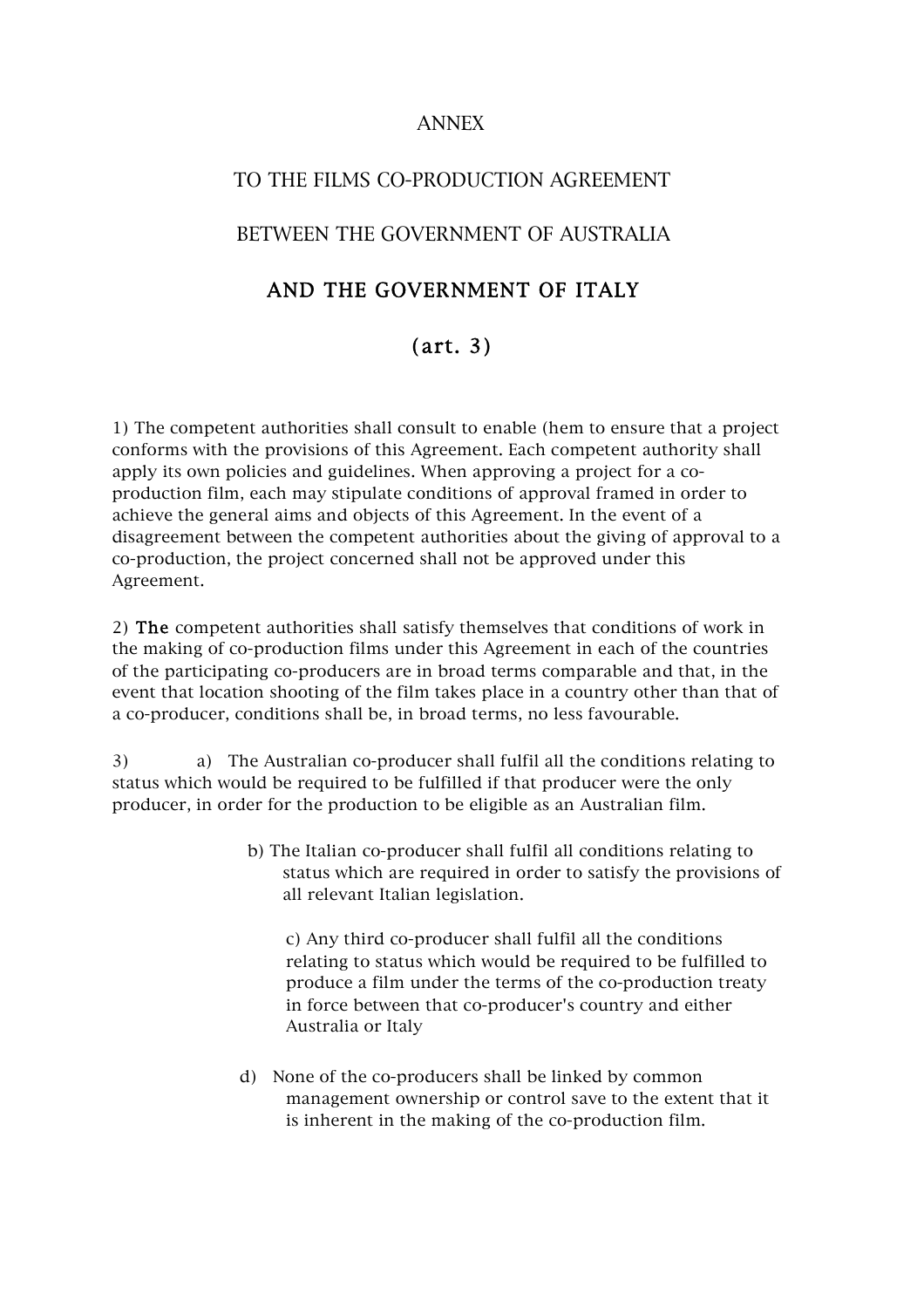# ANNEX

## TO THE FILMS CO-PRODUCTION AGREEMENT

## BETWEEN THE GOVERNMENT OF AUSTRALIA

## AND THE GOVERNMENT OF ITALY

## (art. 3)

1) The competent authorities shall consult to enable (hem to ensure that a project conforms with the provisions of this Agreement. Each competent authority shall apply its own policies and guidelines. When approving a project for a co-production film, each may stipulate conditions of approval framed in order to achieve the general aims and objects of this Agreement. In the event of a disagreement between the competent authorities about the giving of approval to a co-production, the project concerned shall not be approved under this Agreement.

2) The competent authorities shall satisfy themselves that conditions of work in the making of co-production films under this Agreement in each of the countries of the participating co-producers are in broad terms comparable and that, in the event that location shooting of the film takes place in a country other than that of a co-producer, conditions shall be, in broad terms, no less favourable.

3) a) The Australian co-producer shall fulfil all the conditions relating to status which would be required to be fulfilled if that producer were the only producer, in order for the production to be eligible as an Australian film.

b) The Italian co-producer shall fulfil all conditions relating to status which are required in order to satisfy the provisions of all relevant Italian legislation.

c) Any third co-producer shall fulfil all the conditions relating to status which would be required to be fulfilled to produce a film under the terms of the co-production treaty in force between that co-producer's country and either Australia or Italy

d) None of the co-producers shall be linked by common management ownership or control save to the extent that it is inherent in the making of the co-production film.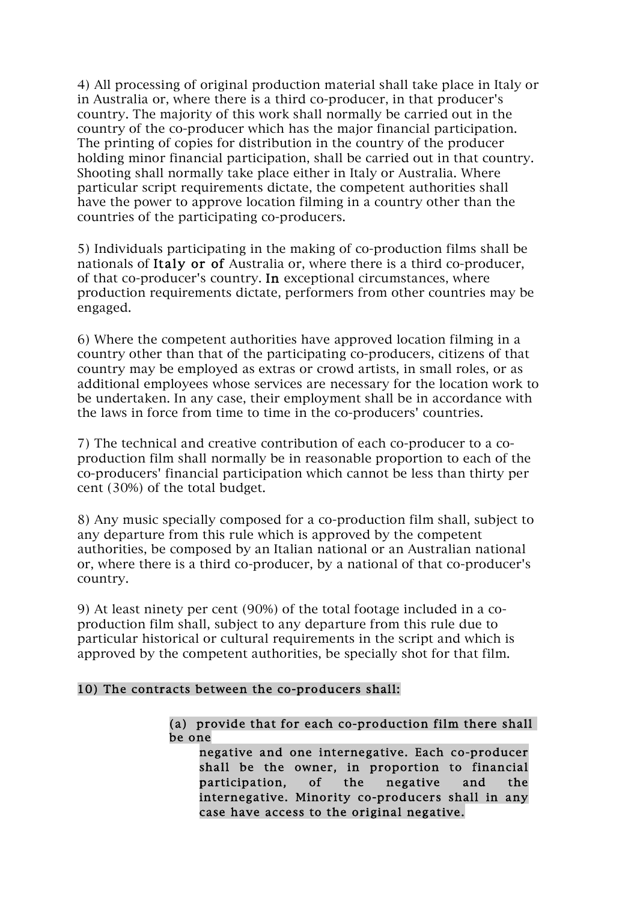4) All processing of original production material shall take place in Italy or in Australia or, where there is a third co-producer, in that producer's country. The majority of this work shall normally be carried out in the country of the co-producer which has the major financial participation. The printing of copies for distribution in the country of the producer holding minor financial participation, shall be carried out in that country. Shooting shall normally take place either in Italy or Australia. Where particular script requirements dictate, the competent authorities shall have the power to approve location filming in a country other than the countries of the participating co-producers.

5) Individuals participating in the making of co-production films shall be nationals of Italy or of Australia or, where there is a third co-producer, of that co-producer's country. In exceptional circumstances, where production requirements dictate, performers from other countries may be engaged.

6) Where the competent authorities have approved location filming in a country other than that of the participating co-producers, citizens of that country may be employed as extras or crowd artists, in small roles, or as additional employees whose services are necessary for the location work to be undertaken. In any case, their employment shall be in accordance with the laws in force from time to time in the co-producers' countries.

7) The technical and creative contribution of each co-producer to a co-production film shall normally be in reasonable proportion to each of the co-producers' financial participation which cannot be less than thirty per cent (30%) of the total budget.

8) Any music specially composed for a co-production film shall, subject to any departure from this rule which is approved by the competent authorities, be composed by an Italian national or an Australian national or, where there is a third co-producer, by a national of that co-producer's country.

9) At least ninety per cent (90%) of the total footage included in a co-production film shall, subject to any departure from this rule due to particular historical or cultural requirements in the script and which is approved by the competent authorities, be specially shot for that film.

10) The contracts between the co-producers shall:

(a) provide that for each co-production film there shall be one negative and one internegative. Each co-producer shall be the owner, in proportion to financial participation, of the negative and the internegative. Minority co-producers shall in any case have access to the original negative.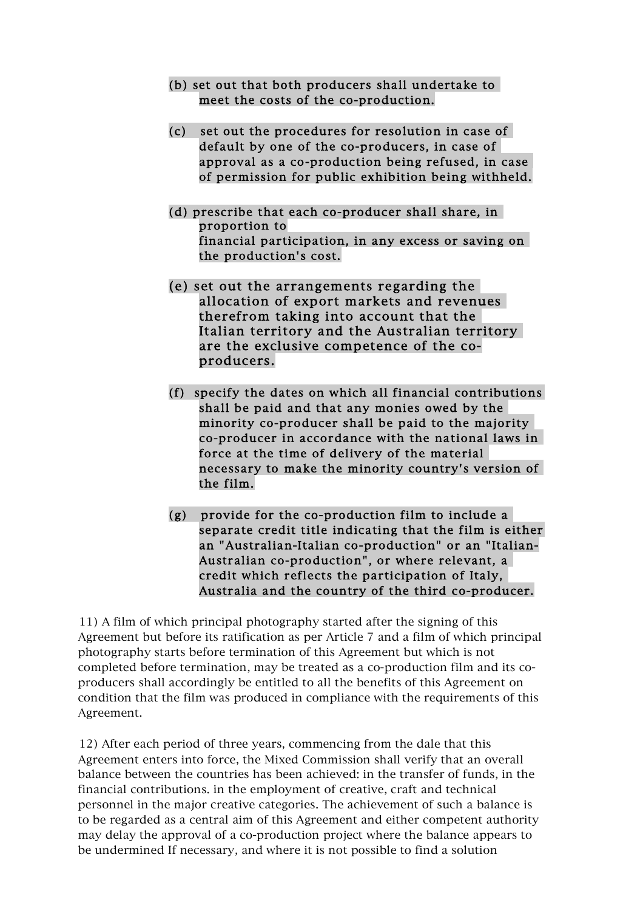(b) set out that both producers shall undertake to meet the costs of the co-production.

(c) set out the procedures for resolution in case of default by one of the co-producers, in case of approval as a co-production being refused, in case of permission for public exhibition being withheld.

(d) prescribe that each co-producer shall share, in proportion to financial participation, in any excess or saving on the production's cost.

(e) set out the arrangements regarding the allocation of export markets and revenues therefrom taking into account that the Italian territory and the Australian territory are the exclusive competence of the co-producers.

(f) specify the dates on which all financial contributions shall be paid and that any monies owed by the minority co-producer shall be paid to the majority co-producer in accordance with the national laws in force at the time of delivery of the material necessary to make the minority country's version of the film.

(g) provide for the co-production film to include a separate credit title indicating that the film is either an "Australian-Italian co-production" or an "Italian-Australian co-production", or where relevant, a credit which reflects the participation of Italy, Australia and the country of the third co-producer.

11) A film of which principal photography started after the signing of this Agreement but before its ratification as per Article 7 and a film of which principal photography starts before termination of this Agreement but which is not completed before termination, may be treated as a co-production film and its co-producers shall accordingly be entitled to all the benefits of this Agreement on condition that the film was produced in compliance with the requirements of this Agreement.

12) After each period of three years, commencing from the dale that this Agreement enters into force, the Mixed Commission shall verify that an overall balance between the countries has been achieved: in the transfer of funds, in the financial contributions. in the employment of creative, craft and technical personnel in the major creative categories. The achievement of such a balance is to be regarded as a central aim of this Agreement and either competent authority may delay the approval of a co-production project where the balance appears to be undermined If necessary, and where it is not possible to find a solution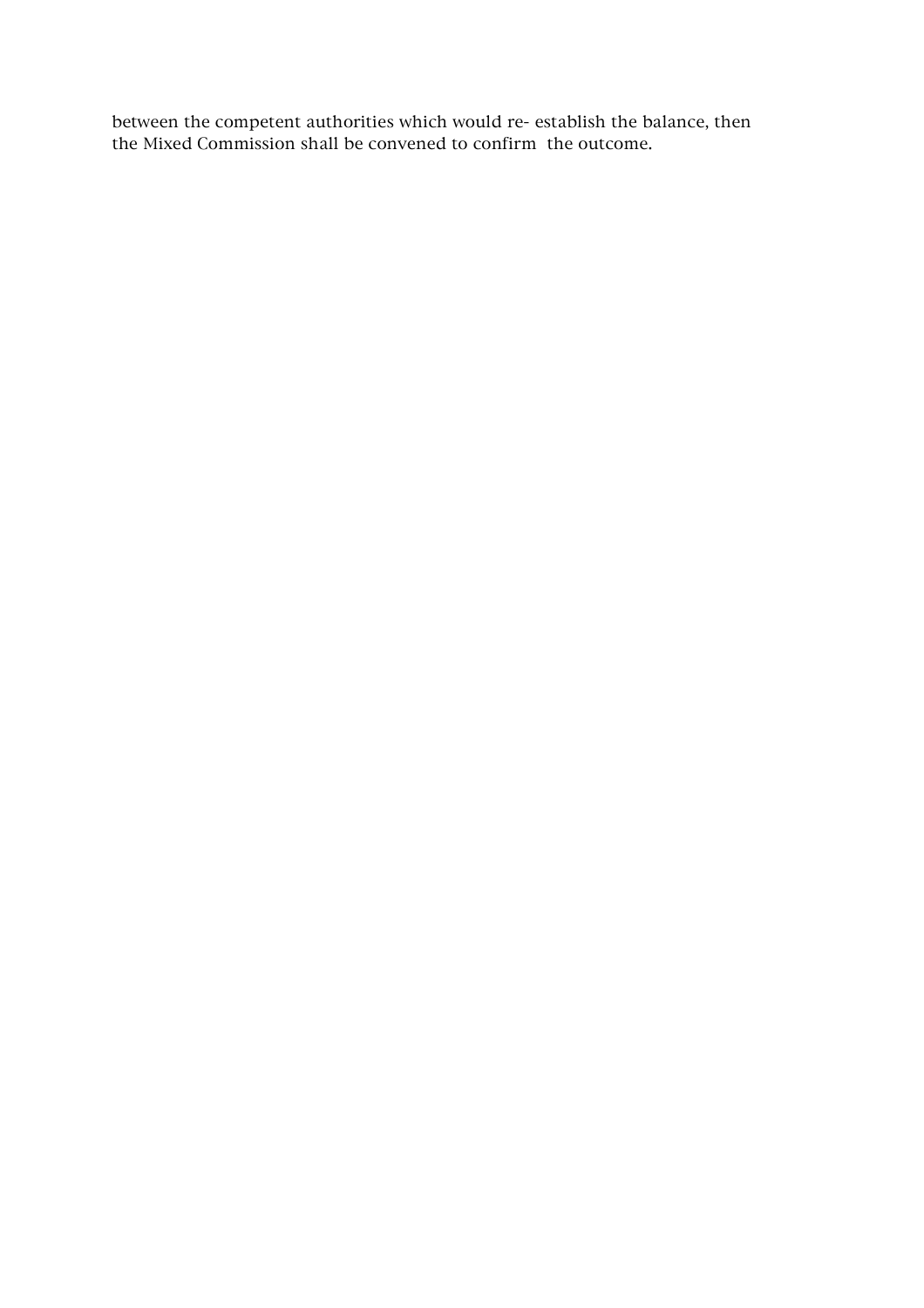between the competent authorities which would re- establish the balance, then the Mixed Commission shall be convened to confirm the outcome.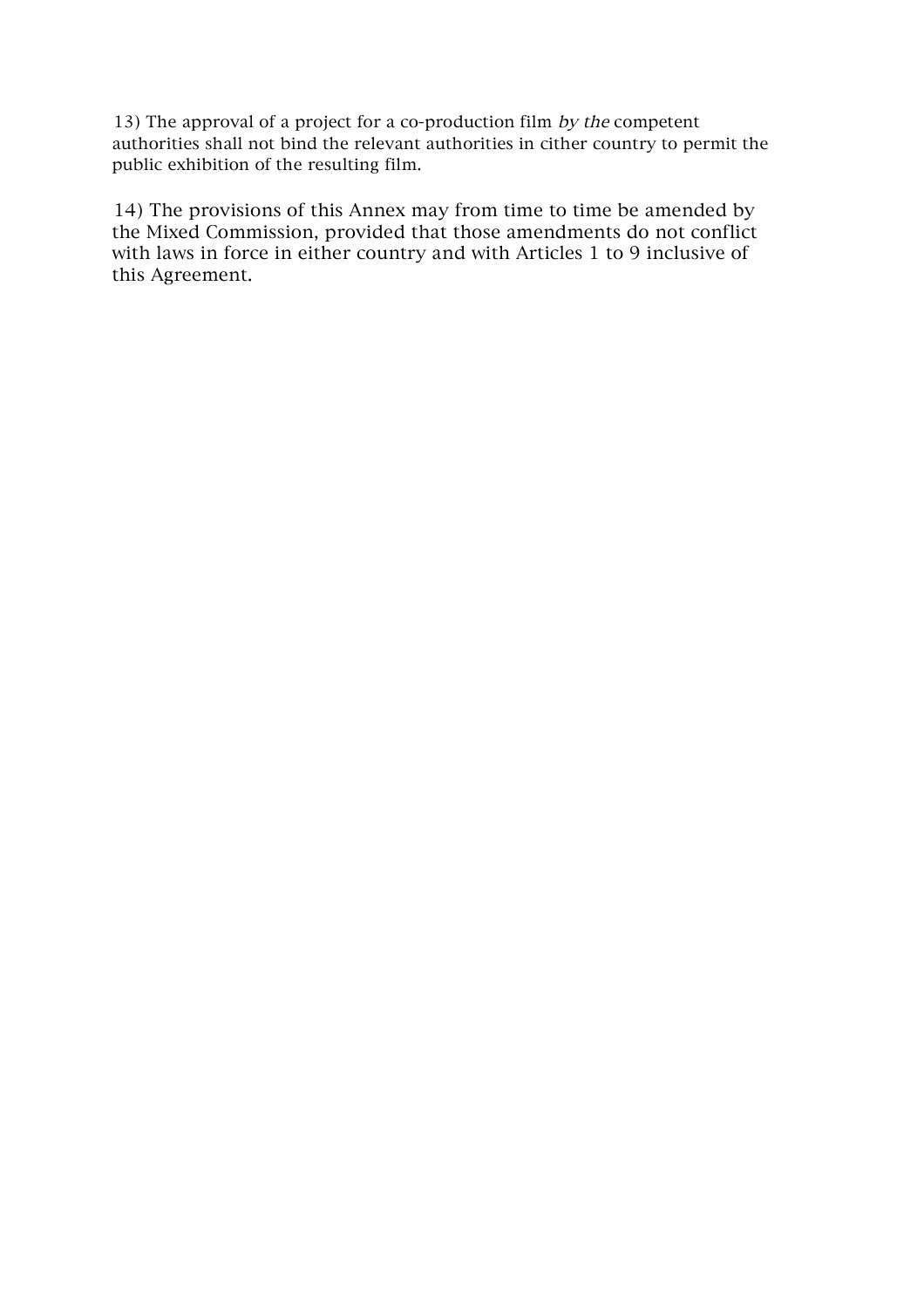13) The approval of a project for a co-production film *by the* competent authorities shall not bind the relevant authorities in cither country to permit the public exhibition of the resulting film.

14) The provisions of this Annex may from time to time be amended by the Mixed Commission, provided that those amendments do not conflict with laws in force in either country and with Articles 1 to 9 inclusive of this Agreement.